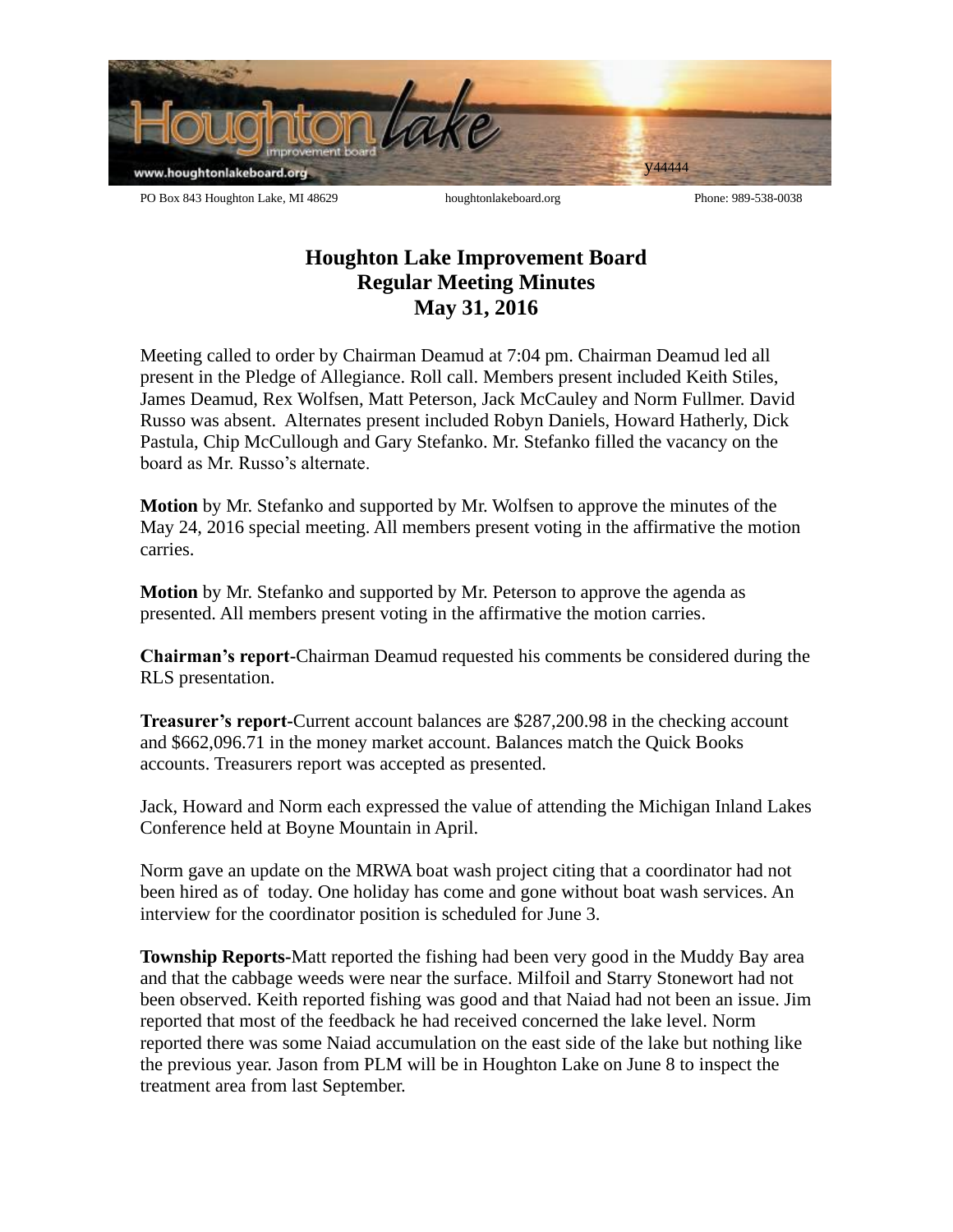PO Box 843 Houghton Lake, MI 48629 houghtonlakeboard.org Phone: 989-538-0038

# Houghton Lake Improvement Board
## Regular Meeting Minutes
## May 31, 2016

Meeting called to order by Chairman Deamud at 7:04 pm. Chairman Deamud led all present in the Pledge of Allegiance. Roll call. Members present included Keith Stiles, James Deamud, Rex Wolfsen, Matt Peterson, Jack McCauley and Norm Fullmer. David Russo was absent. Alternates present included Robyn Daniels, Howard Hatherly, Dick Pastula, Chip McCullough and Gary Stefanko. Mr. Stefanko filled the vacancy on the board as Mr. Russo's alternate.

**Motion** by Mr. Stefanko and supported by Mr. Wolfsen to approve the minutes of the May 24, 2016 special meeting. All members present voting in the affirmative the motion carries.

**Motion** by Mr. Stefanko and supported by Mr. Peterson to approve the agenda as presented. All members present voting in the affirmative the motion carries.

**Chairman's report**-Chairman Deamud requested his comments be considered during the RLS presentation.

**Treasurer's report**-Current account balances are $287,200.98 in the checking account and $662,096.71 in the money market account. Balances match the Quick Books accounts. Treasurers report was accepted as presented.

Jack, Howard and Norm each expressed the value of attending the Michigan Inland Lakes Conference held at Boyne Mountain in April.

Norm gave an update on the MRWA boat wash project citing that a coordinator had not been hired as of today. One holiday has come and gone without boat wash services. An interview for the coordinator position is scheduled for June 3.

**Township Reports**-Matt reported the fishing had been very good in the Muddy Bay area and that the cabbage weeds were near the surface. Milfoil and Starry Stonewort had not been observed. Keith reported fishing was good and that Naiad had not been an issue. Jim reported that most of the feedback he had received concerned the lake level. Norm reported there was some Naiad accumulation on the east side of the lake but nothing like the previous year. Jason from PLM will be in Houghton Lake on June 8 to inspect the treatment area from last September.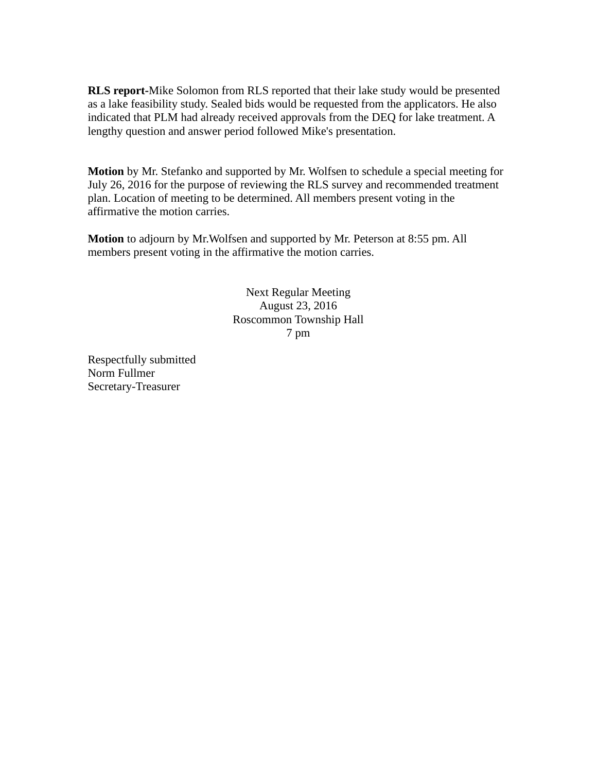**RLS report**-Mike Solomon from RLS reported that their lake study would be presented as a lake feasibility study. Sealed bids would be requested from the applicators. He also indicated that PLM had already received approvals from the DEQ for lake treatment. A lengthy question and answer period followed Mike's presentation.

**Motion** by Mr. Stefanko and supported by Mr. Wolfsen to schedule a special meeting for July 26, 2016 for the purpose of reviewing the RLS survey and recommended treatment plan. Location of meeting to be determined. All members present voting in the affirmative the motion carries.

**Motion** to adjourn by Mr.Wolfsen and supported by Mr. Peterson at 8:55 pm. All members present voting in the affirmative the motion carries.

Next Regular Meeting
August 23, 2016
Roscommon Township Hall
7 pm

Respectfully submitted
Norm Fullmer
Secretary-Treasurer